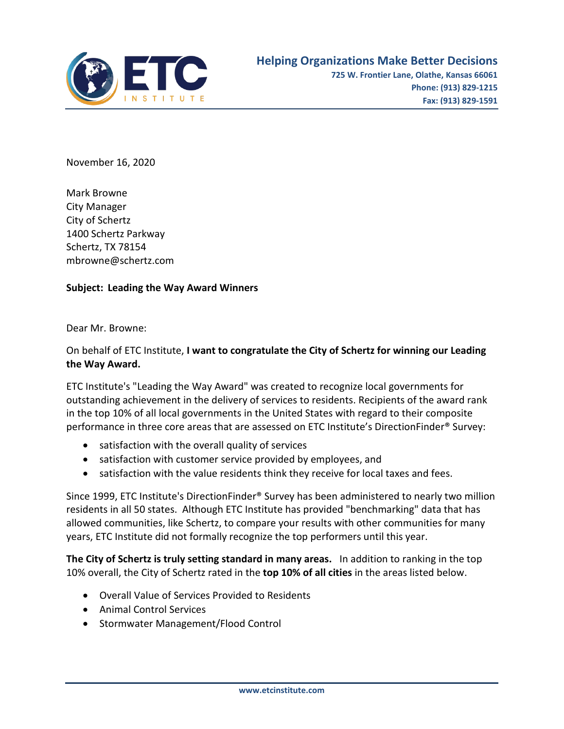**Helping Organizations Make Better Decisions**
**725 W. Frontier Lane, Olathe, Kansas 66061**
**Phone: (913) 829-1215**
**Fax: (913) 829-1591**

November 16, 2020

Mark Browne
City Manager
City of Schertz
1400 Schertz Parkway
Schertz, TX 78154
mbrowne@schertz.com

**Subject: Leading the Way Award Winners**

Dear Mr. Browne:

On behalf of ETC Institute, **I want to congratulate the City of Schertz for winning our Leading the Way Award.**

ETC Institute's "Leading the Way Award" was created to recognize local governments for outstanding achievement in the delivery of services to residents. Recipients of the award rank in the top 10% of all local governments in the United States with regard to their composite performance in three core areas that are assessed on ETC Institute's DirectionFinder® Survey:

- satisfaction with the overall quality of services
- satisfaction with customer service provided by employees, and
- satisfaction with the value residents think they receive for local taxes and fees.

Since 1999, ETC Institute's DirectionFinder® Survey has been administered to nearly two million residents in all 50 states. Although ETC Institute has provided "benchmarking" data that has allowed communities, like Schertz, to compare your results with other communities for many years, ETC Institute did not formally recognize the top performers until this year.

**The City of Schertz is truly setting standard in many areas.** In addition to ranking in the top 10% overall, the City of Schertz rated in the **top 10% of all cities** in the areas listed below.

- Overall Value of Services Provided to Residents
- Animal Control Services
- Stormwater Management/Flood Control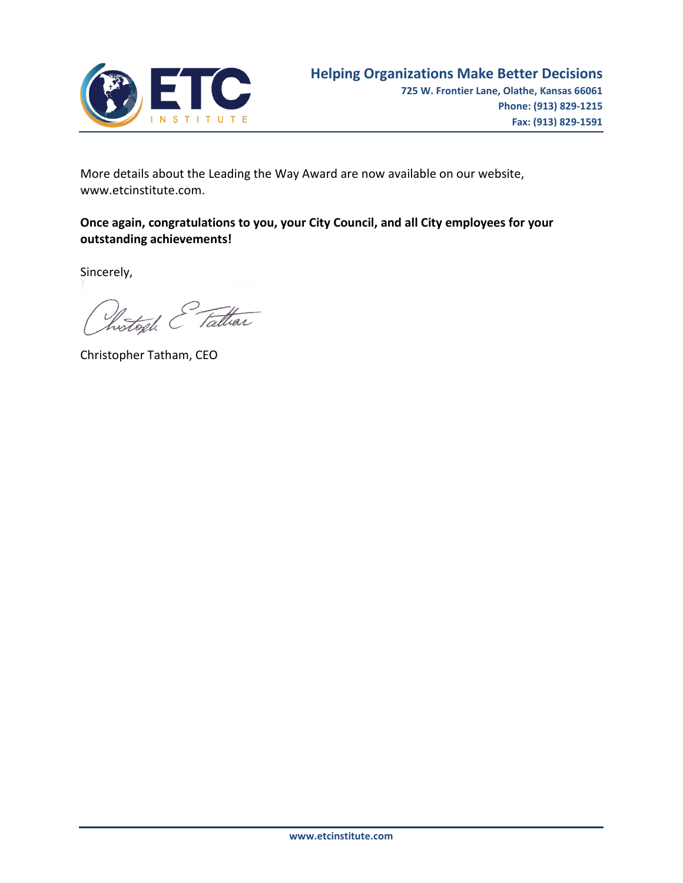More details about the Leading the Way Award are now available on our website, www.etcinstitute.com.

**Once again, congratulations to you, your City Council, and all City employees for your outstanding achievements!**

Sincerely,

Christopher Tatham, CEO